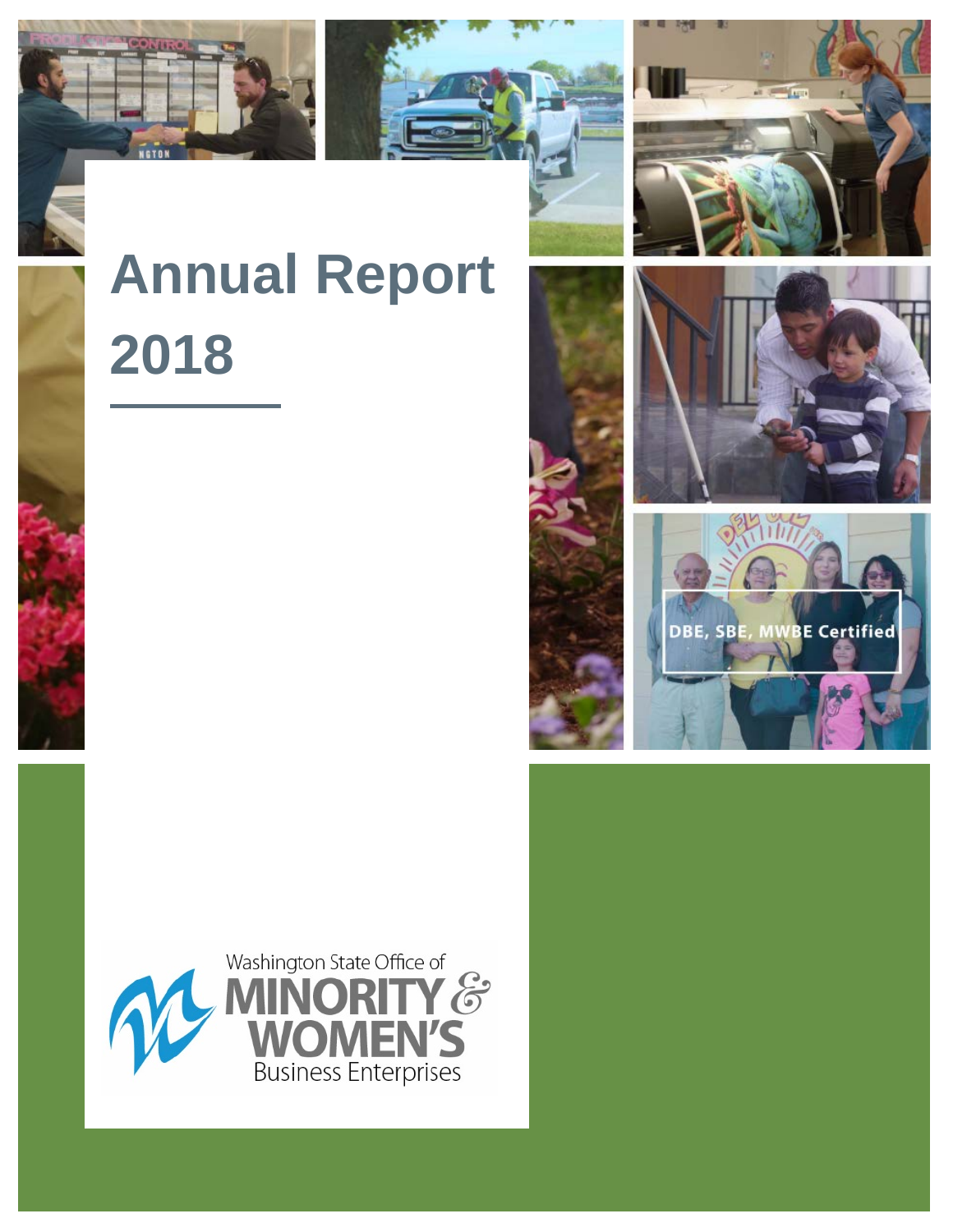# Annual Report 2018

Washington State Office of
MINORITY & WOMEN'S
Business Enterprises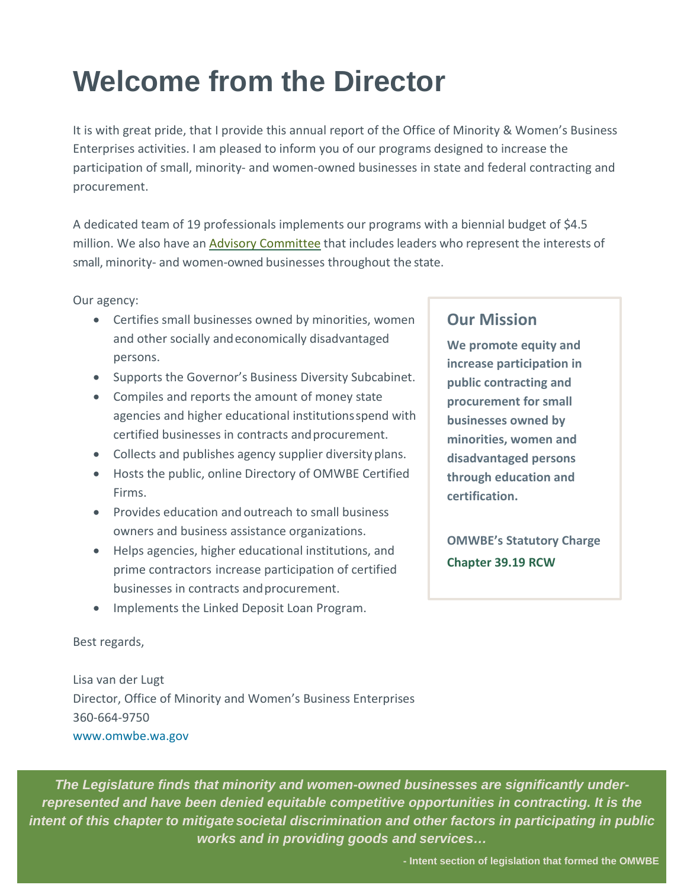# Welcome from the Director

It is with great pride, that I provide this annual report of the Office of Minority & Women's Business Enterprises activities. I am pleased to inform you of our programs designed to increase the participation of small, minority- and women-owned businesses in state and federal contracting and procurement.

A dedicated team of 19 professionals implements our programs with a biennial budget of $4.5 million. We also have an Advisory Committee that includes leaders who represent the interests of small, minority- and women-owned businesses throughout the state.

Our agency:

- Certifies small businesses owned by minorities, women and other socially and economically disadvantaged persons.
- Supports the Governor's Business Diversity Subcabinet.
- Compiles and reports the amount of money state agencies and higher educational institutions spend with certified businesses in contracts and procurement.
- Collects and publishes agency supplier diversity plans.
- Hosts the public, online Directory of OMWBE Certified Firms.
- Provides education and outreach to small business owners and business assistance organizations.
- Helps agencies, higher educational institutions, and prime contractors increase participation of certified businesses in contracts and procurement.
- Implements the Linked Deposit Loan Program.

## Our Mission

**We promote equity and increase participation in public contracting and procurement for small businesses owned by minorities, women and disadvantaged persons through education and certification.**

**OMWBE's Statutory Charge**

**Chapter 39.19 RCW**

Best regards,

Lisa van der Lugt
Director, Office of Minority and Women's Business Enterprises
360-664-9750
www.omwbe.wa.gov

***The Legislature finds that minority and women-owned businesses are significantly under-represented and have been denied equitable competitive opportunities in contracting. It is the intent of this chapter to mitigate societal discrimination and other factors in participating in public works and in providing goods and services…***

**- Intent section of legislation that formed the OMWBE**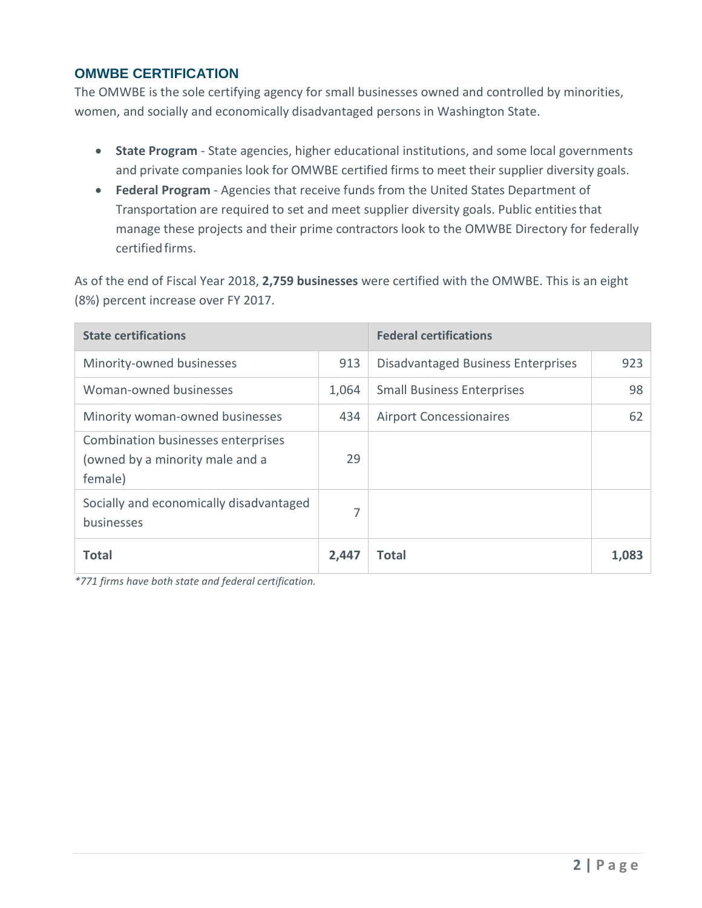## OMWBE CERTIFICATION

The OMWBE is the sole certifying agency for small businesses owned and controlled by minorities, women, and socially and economically disadvantaged persons in Washington State.

- **State Program** - State agencies, higher educational institutions, and some local governments and private companies look for OMWBE certified firms to meet their supplier diversity goals.
- **Federal Program** - Agencies that receive funds from the United States Department of Transportation are required to set and meet supplier diversity goals. Public entities that manage these projects and their prime contractors look to the OMWBE Directory for federally certified firms.

As of the end of Fiscal Year 2018, **2,759 businesses** were certified with the OMWBE. This is an eight (8%) percent increase over FY 2017.

| State certifications | | Federal certifications | |
|---|---|---|---|
| Minority-owned businesses | 913 | Disadvantaged Business Enterprises | 923 |
| Woman-owned businesses | 1,064 | Small Business Enterprises | 98 |
| Minority woman-owned businesses | 434 | Airport Concessionaires | 62 |
| Combination businesses enterprises (owned by a minority male and a female) | 29 | | |
| Socially and economically disadvantaged businesses | 7 | | |
| **Total** | **2,447** | **Total** | **1,083** |

*\*771 firms have both state and federal certification.*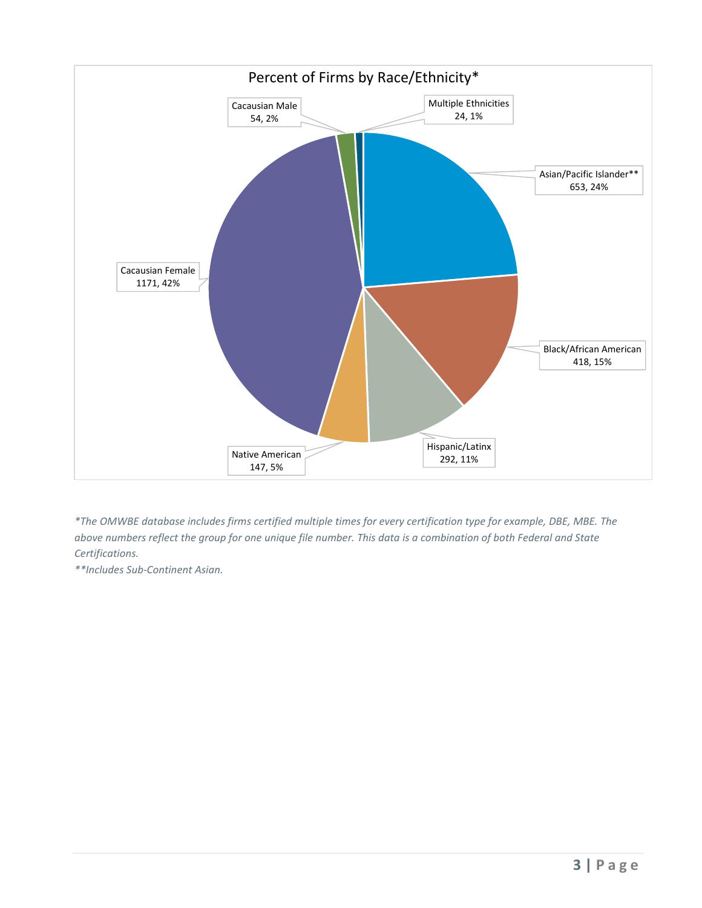## Percent of Firms by Race/Ethnicity*

| Race/Ethnicity | Number | Percent |
|---|---|---|
| Asian/Pacific Islander** | 653 | 24% |
| Black/African American | 418 | 15% |
| Hispanic/Latinx | 292 | 11% |
| Native American | 147 | 5% |
| Cacausian Female | 1171 | 42% |
| Cacausian Male | 54 | 2% |
| Multiple Ethnicities | 24 | 1% |

*\*The OMWBE database includes firms certified multiple times for every certification type for example, DBE, MBE. The above numbers reflect the group for one unique file number. This data is a combination of both Federal and State Certifications.*

*\*\*Includes Sub-Continent Asian.*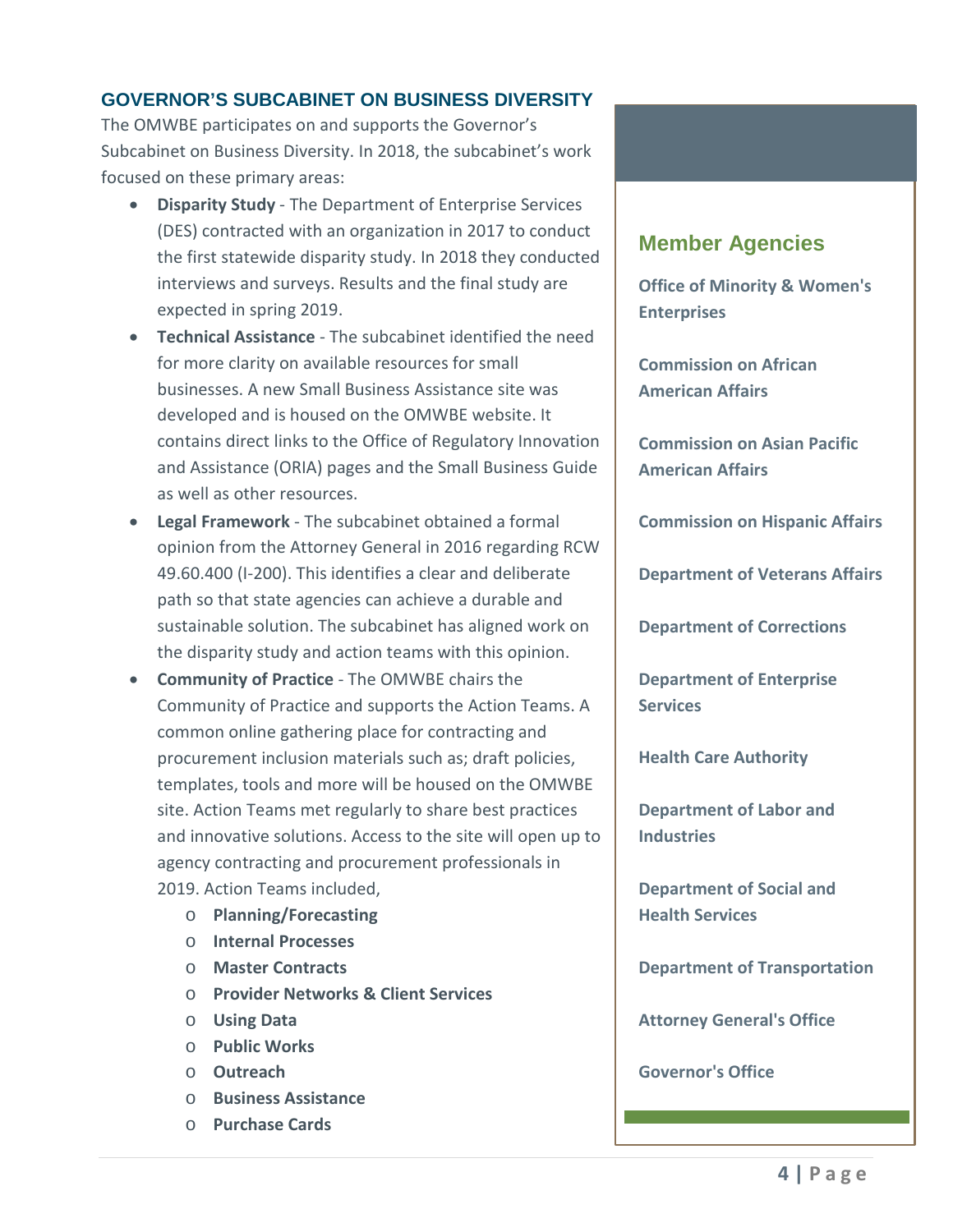## GOVERNOR'S SUBCABINET ON BUSINESS DIVERSITY

The OMWBE participates on and supports the Governor's Subcabinet on Business Diversity. In 2018, the subcabinet's work focused on these primary areas:

- **Disparity Study** - The Department of Enterprise Services (DES) contracted with an organization in 2017 to conduct the first statewide disparity study. In 2018 they conducted interviews and surveys. Results and the final study are expected in spring 2019.
- **Technical Assistance** - The subcabinet identified the need for more clarity on available resources for small businesses. A new Small Business Assistance site was developed and is housed on the OMWBE website. It contains direct links to the Office of Regulatory Innovation and Assistance (ORIA) pages and the Small Business Guide as well as other resources.
- **Legal Framework** - The subcabinet obtained a formal opinion from the Attorney General in 2016 regarding RCW 49.60.400 (I-200). This identifies a clear and deliberate path so that state agencies can achieve a durable and sustainable solution. The subcabinet has aligned work on the disparity study and action teams with this opinion.
- **Community of Practice** - The OMWBE chairs the Community of Practice and supports the Action Teams. A common online gathering place for contracting and procurement inclusion materials such as; draft policies, templates, tools and more will be housed on the OMWBE site. Action Teams met regularly to share best practices and innovative solutions. Access to the site will open up to agency contracting and procurement professionals in 2019. Action Teams included,
    - **Planning/Forecasting**
    - **Internal Processes**
    - **Master Contracts**
    - **Provider Networks & Client Services**
    - **Using Data**
    - **Public Works**
    - **Outreach**
    - **Business Assistance**
    - **Purchase Cards**

### Member Agencies

**Office of Minority & Women's Enterprises**

**Commission on African American Affairs**

**Commission on Asian Pacific American Affairs**

**Commission on Hispanic Affairs**

**Department of Veterans Affairs**

**Department of Corrections**

**Department of Enterprise Services**

**Health Care Authority**

**Department of Labor and Industries**

**Department of Social and Health Services**

**Department of Transportation**

**Attorney General's Office**

**Governor's Office**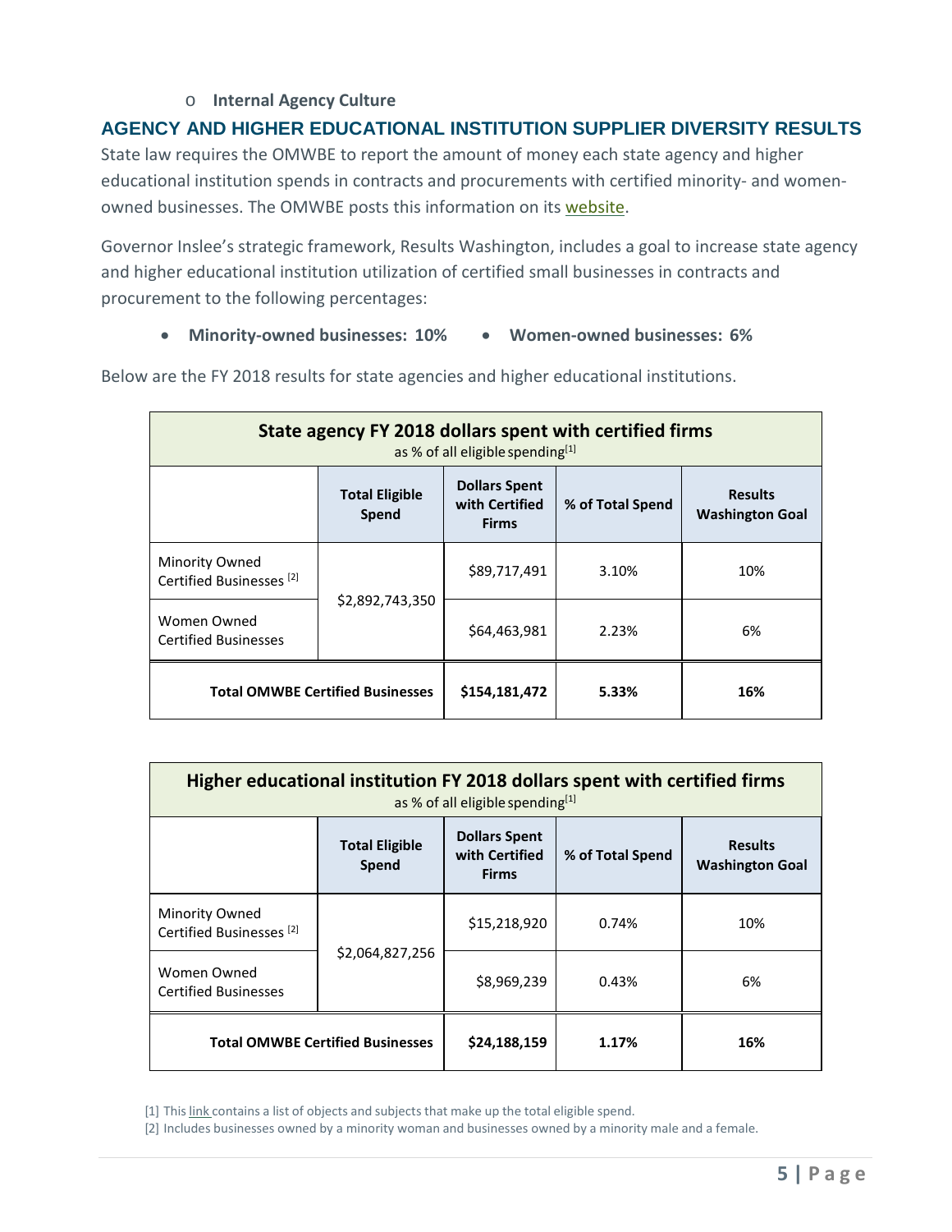- **Internal Agency Culture**

## AGENCY AND HIGHER EDUCATIONAL INSTITUTION SUPPLIER DIVERSITY RESULTS

State law requires the OMWBE to report the amount of money each state agency and higher educational institution spends in contracts and procurements with certified minority- and women-owned businesses. The OMWBE posts this information on its website.

Governor Inslee's strategic framework, Results Washington, includes a goal to increase state agency and higher educational institution utilization of certified small businesses in contracts and procurement to the following percentages:

- **Minority-owned businesses: 10%**
- **Women-owned businesses: 6%**

Below are the FY 2018 results for state agencies and higher educational institutions.

**State agency FY 2018 dollars spent with certified firms**
as % of all eligible spending[1]

| | Total Eligible Spend | Dollars Spent with Certified Firms | % of Total Spend | Results Washington Goal |
|---|---|---|---|---|
| Minority Owned Certified Businesses [2] | $2,892,743,350 | $89,717,491 | 3.10% | 10% |
| Women Owned Certified Businesses | | $64,463,981 | 2.23% | 6% |
| **Total OMWBE Certified Businesses** | | **$154,181,472** | **5.33%** | **16%** |

**Higher educational institution FY 2018 dollars spent with certified firms**
as % of all eligible spending[1]

| | Total Eligible Spend | Dollars Spent with Certified Firms | % of Total Spend | Results Washington Goal |
|---|---|---|---|---|
| Minority Owned Certified Businesses [2] | $2,064,827,256 | $15,218,920 | 0.74% | 10% |
| Women Owned Certified Businesses | | $8,969,239 | 0.43% | 6% |
| **Total OMWBE Certified Businesses** | | **$24,188,159** | **1.17%** | **16%** |

[1] This link contains a list of objects and subjects that make up the total eligible spend.

[2] Includes businesses owned by a minority woman and businesses owned by a minority male and a female.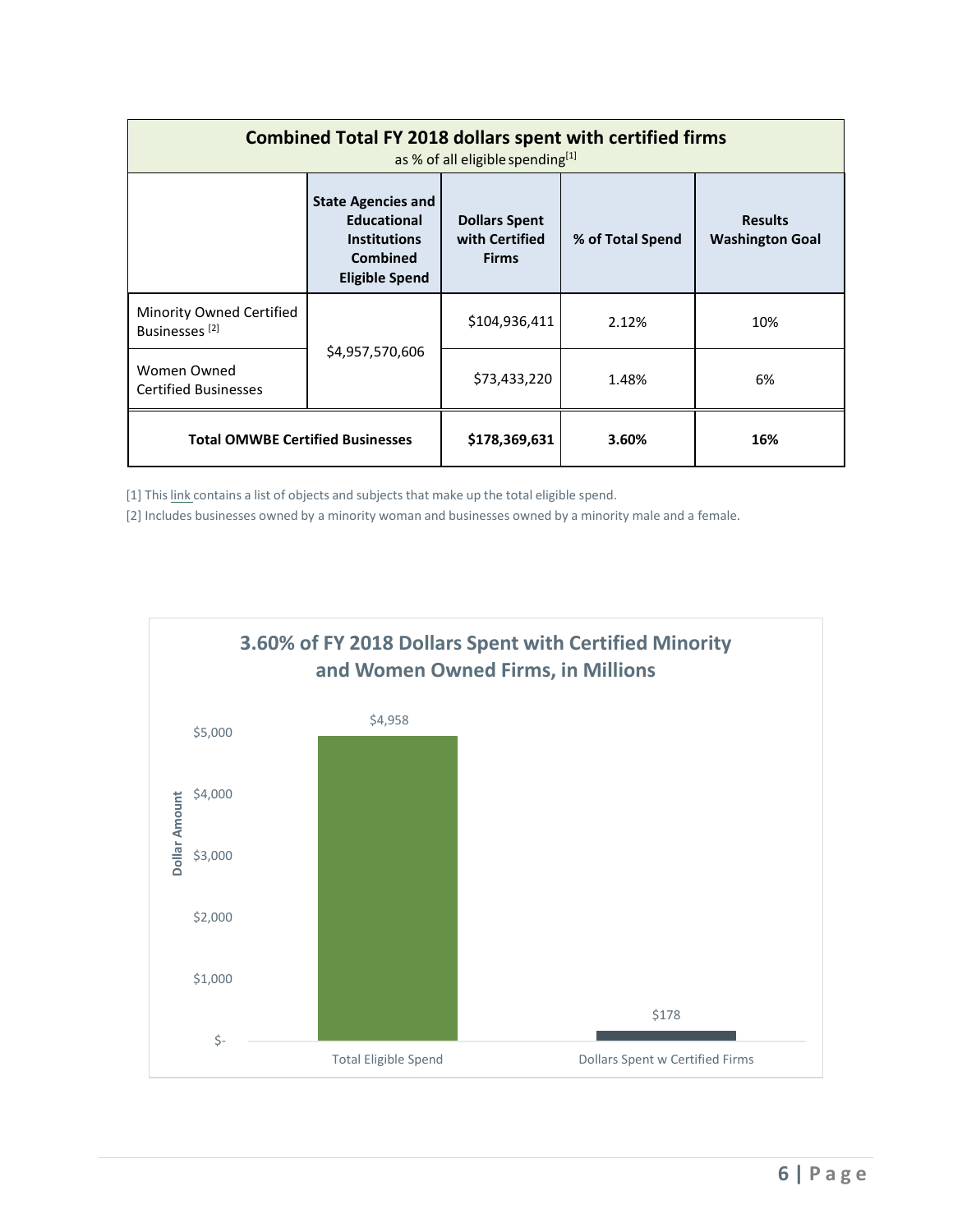| **Combined Total FY 2018 dollars spent with certified firms** as % of all eligible spending[1] | | | | |
|---|---|---|---|---|
| | **State Agencies and Educational Institutions Combined Eligible Spend** | **Dollars Spent with Certified Firms** | **% of Total Spend** | **Results Washington Goal** |
| Minority Owned Certified Businesses [2] | $4,957,570,606 | $104,936,411 | 2.12% | 10% |
| Women Owned Certified Businesses | | $73,433,220 | 1.48% | 6% |
| **Total OMWBE Certified Businesses** | | **$178,369,631** | **3.60%** | **16%** |

[1] This link contains a list of objects and subjects that make up the total eligible spend.

[2] Includes businesses owned by a minority woman and businesses owned by a minority male and a female.

**3.60% of FY 2018 Dollars Spent with Certified Minority and Women Owned Firms, in Millions**

| | Dollar Amount |
|---|---|
| Total Eligible Spend | $4,958 |
| Dollars Spent w Certified Firms | $178 |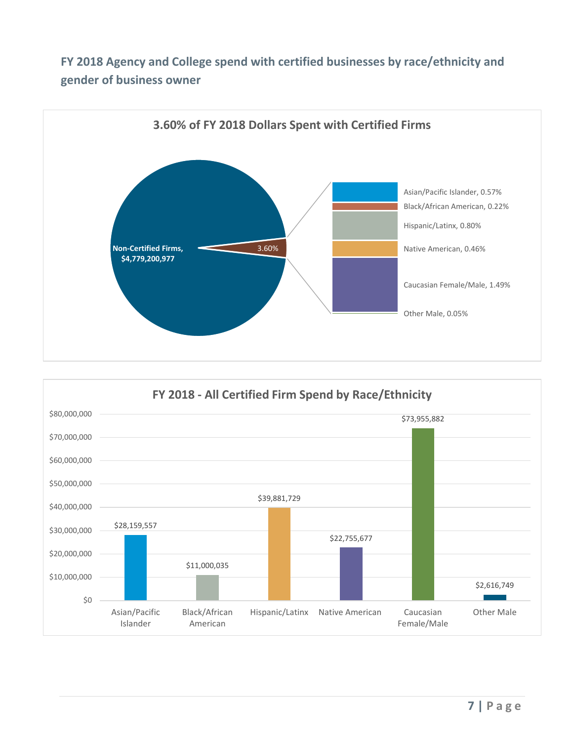## FY 2018 Agency and College spend with certified businesses by race/ethnicity and gender of business owner

**3.60% of FY 2018 Dollars Spent with Certified Firms**

Non-Certified Firms, $4,779,200,977

3.60%

- Asian/Pacific Islander, 0.57%
- Black/African American, 0.22%
- Hispanic/Latinx, 0.80%
- Native American, 0.46%
- Caucasian Female/Male, 1.49%
- Other Male, 0.05%

**FY 2018 - All Certified Firm Spend by Race/Ethnicity**

| Race/Ethnicity | Spend |
|---|---|
| Asian/Pacific Islander | $28,159,557 |
| Black/African American | $11,000,035 |
| Hispanic/Latinx | $39,881,729 |
| Native American | $22,755,677 |
| Caucasian Female/Male | $73,955,882 |
| Other Male | $2,616,749 |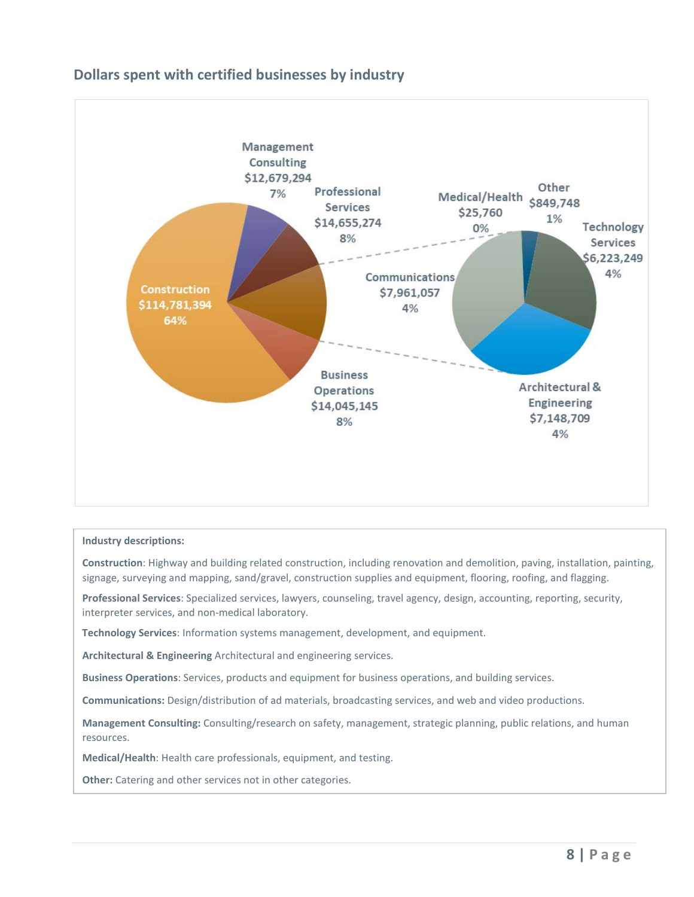## Dollars spent with certified businesses by industry

Construction
$114,781,394
64%

Management Consulting
$12,679,294
7%

Professional Services
$14,655,274
8%

Business Operations
$14,045,145
8%

Medical/Health
$25,760
0%

Other
$849,748
1%

Technology Services
$6,223,249
4%

Communications
$7,961,057
4%

Architectural & Engineering
$7,148,709
4%

**Industry descriptions:**

**Construction**: Highway and building related construction, including renovation and demolition, paving, installation, painting, signage, surveying and mapping, sand/gravel, construction supplies and equipment, flooring, roofing, and flagging.

**Professional Services**: Specialized services, lawyers, counseling, travel agency, design, accounting, reporting, security, interpreter services, and non-medical laboratory.

**Technology Services**: Information systems management, development, and equipment.

**Architectural & Engineering** Architectural and engineering services.

**Business Operations**: Services, products and equipment for business operations, and building services.

**Communications:** Design/distribution of ad materials, broadcasting services, and web and video productions.

**Management Consulting:** Consulting/research on safety, management, strategic planning, public relations, and human resources.

**Medical/Health**: Health care professionals, equipment, and testing.

**Other:** Catering and other services not in other categories.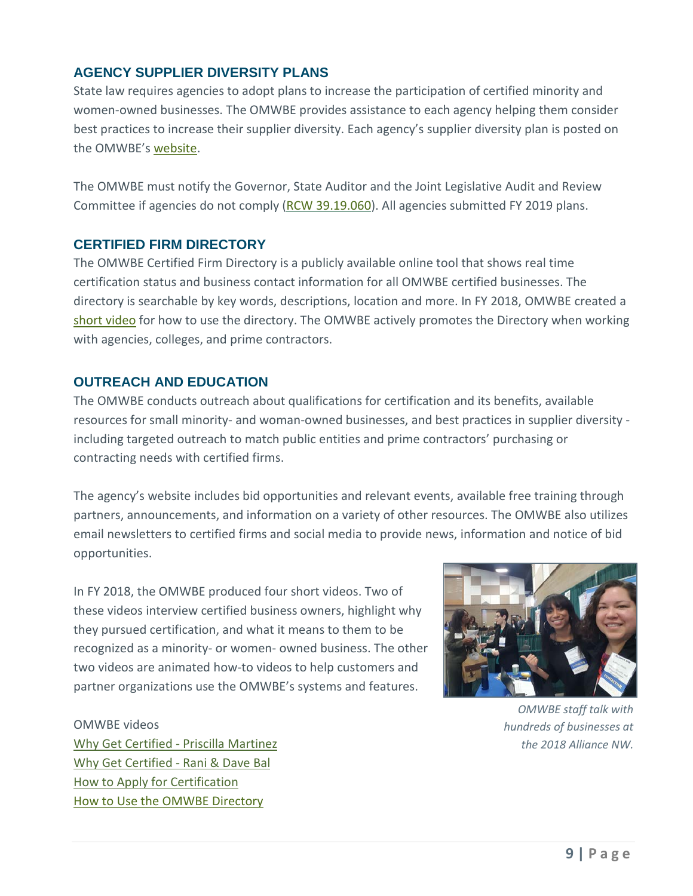## AGENCY SUPPLIER DIVERSITY PLANS

State law requires agencies to adopt plans to increase the participation of certified minority and women-owned businesses. The OMWBE provides assistance to each agency helping them consider best practices to increase their supplier diversity. Each agency's supplier diversity plan is posted on the OMWBE's website.

The OMWBE must notify the Governor, State Auditor and the Joint Legislative Audit and Review Committee if agencies do not comply (RCW 39.19.060). All agencies submitted FY 2019 plans.

## CERTIFIED FIRM DIRECTORY

The OMWBE Certified Firm Directory is a publicly available online tool that shows real time certification status and business contact information for all OMWBE certified businesses. The directory is searchable by key words, descriptions, location and more. In FY 2018, OMWBE created a short video for how to use the directory. The OMWBE actively promotes the Directory when working with agencies, colleges, and prime contractors.

## OUTREACH AND EDUCATION

The OMWBE conducts outreach about qualifications for certification and its benefits, available resources for small minority- and woman-owned businesses, and best practices in supplier diversity - including targeted outreach to match public entities and prime contractors' purchasing or contracting needs with certified firms.

The agency's website includes bid opportunities and relevant events, available free training through partners, announcements, and information on a variety of other resources. The OMWBE also utilizes email newsletters to certified firms and social media to provide news, information and notice of bid opportunities.

In FY 2018, the OMWBE produced four short videos. Two of these videos interview certified business owners, highlight why they pursued certification, and what it means to them to be recognized as a minority- or women- owned business. The other two videos are animated how-to videos to help customers and partner organizations use the OMWBE's systems and features.

*OMWBE staff talk with hundreds of businesses at the 2018 Alliance NW.*

OMWBE videos
Why Get Certified - Priscilla Martinez
Why Get Certified - Rani & Dave Bal
How to Apply for Certification
How to Use the OMWBE Directory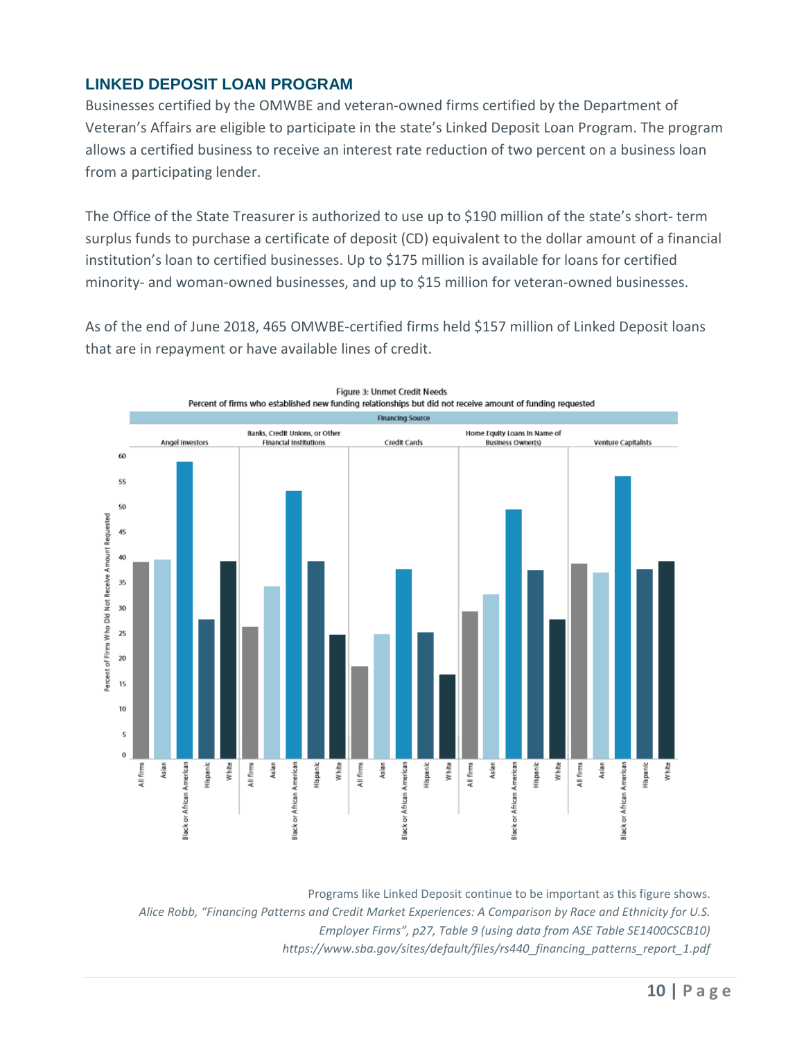## LINKED DEPOSIT LOAN PROGRAM

Businesses certified by the OMWBE and veteran-owned firms certified by the Department of Veteran's Affairs are eligible to participate in the state's Linked Deposit Loan Program. The program allows a certified business to receive an interest rate reduction of two percent on a business loan from a participating lender.

The Office of the State Treasurer is authorized to use up to $190 million of the state's short- term surplus funds to purchase a certificate of deposit (CD) equivalent to the dollar amount of a financial institution's loan to certified businesses. Up to $175 million is available for loans for certified minority- and woman-owned businesses, and up to $15 million for veteran-owned businesses.

As of the end of June 2018, 465 OMWBE-certified firms held $157 million of Linked Deposit loans that are in repayment or have available lines of credit.

Figure 3: Unmet Credit Needs
Percent of firms who established new funding relationships but did not receive amount of funding requested

Programs like Linked Deposit continue to be important as this figure shows.
*Alice Robb, "Financing Patterns and Credit Market Experiences: A Comparison by Race and Ethnicity for U.S. Employer Firms", p27, Table 9 (using data from ASE Table SE1400CSCB10)*
*https://www.sba.gov/sites/default/files/rs440_financing_patterns_report_1.pdf*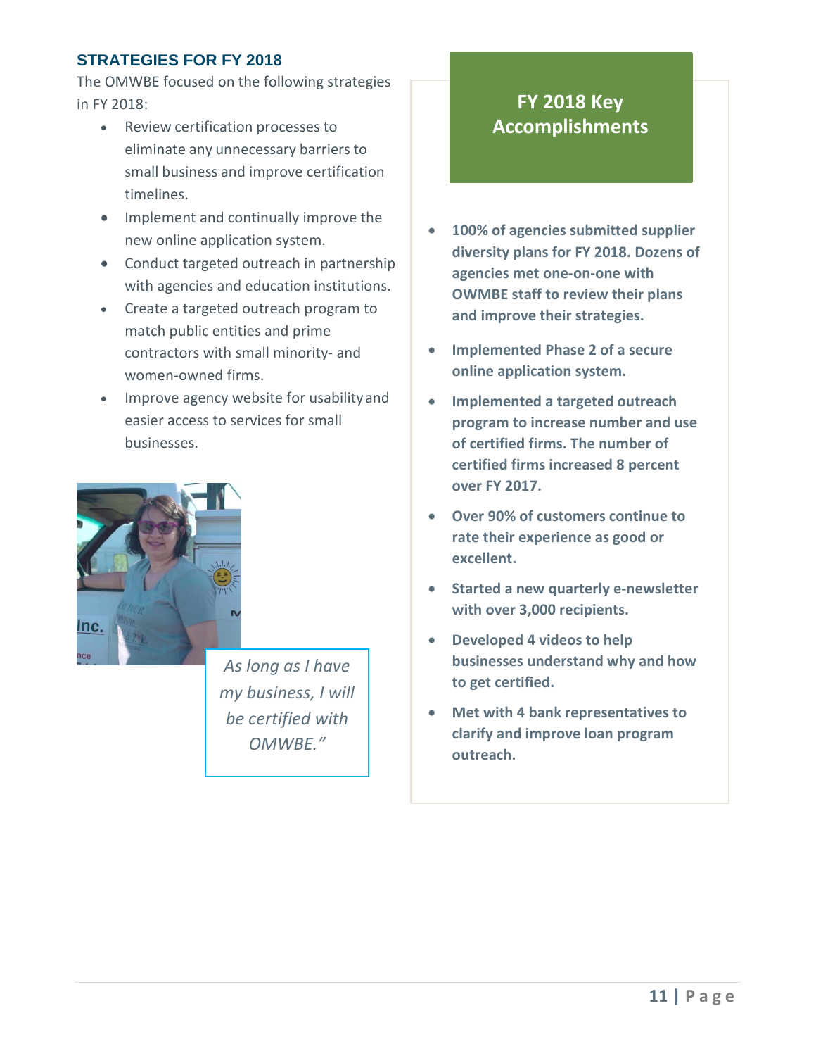## STRATEGIES FOR FY 2018

The OMWBE focused on the following strategies in FY 2018:

- Review certification processes to eliminate any unnecessary barriers to small business and improve certification timelines.
- Implement and continually improve the new online application system.
- Conduct targeted outreach in partnership with agencies and education institutions.
- Create a targeted outreach program to match public entities and prime contractors with small minority- and women-owned firms.
- Improve agency website for usability and easier access to services for small businesses.

*As long as I have my business, I will be certified with OMWBE."*

## FY 2018 Key Accomplishments

- **100% of agencies submitted supplier diversity plans for FY 2018. Dozens of agencies met one-on-one with OWMBE staff to review their plans and improve their strategies.**
- **Implemented Phase 2 of a secure online application system.**
- **Implemented a targeted outreach program to increase number and use of certified firms. The number of certified firms increased 8 percent over FY 2017.**
- **Over 90% of customers continue to rate their experience as good or excellent.**
- **Started a new quarterly e-newsletter with over 3,000 recipients.**
- **Developed 4 videos to help businesses understand why and how to get certified.**
- **Met with 4 bank representatives to clarify and improve loan program outreach.**